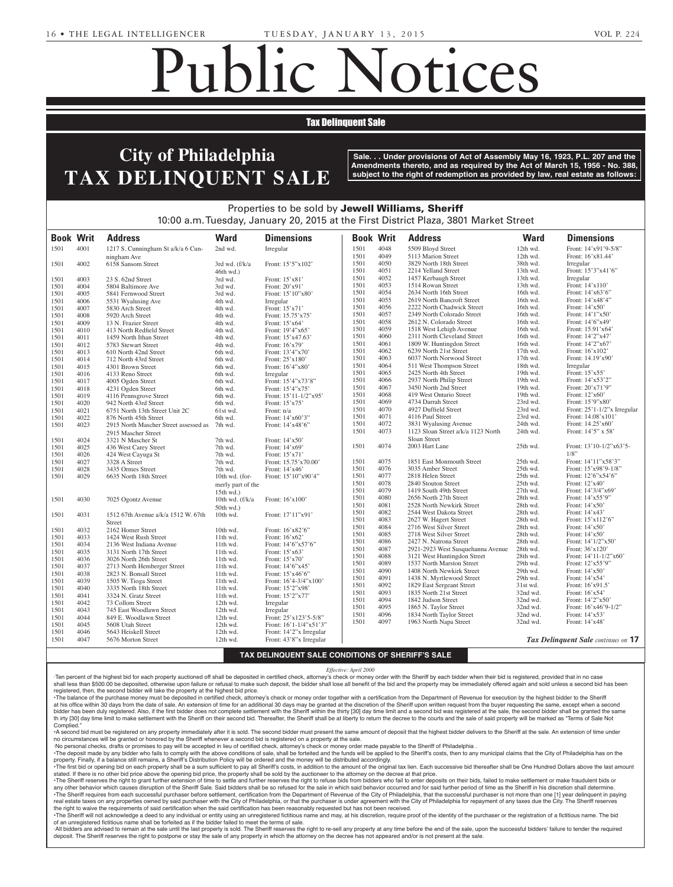# Public Notices

## Tax Delinquent Sale

## City of Philadelphia TAX DELINQUENT SALE

**Sale. . . Under provisions of Act of Assembly May 16, 1923, P.L. 207 and the Amendments thereto, and as required by the Act of March 15, 1956 - No. 388, subject to the right of redemption as provided by law, real estate as follows:**

Properties to be sold by **Jewell Williams, Sheriff**

10:00 a.m. Tuesday, January 20, 2015 at the First District Plaza, 3801 Market Street

| Book | Writ | Address | Ward | Dimensions |
|---|---|---|---|---|
| 1501 | 4001 | 1217 S. Cunningham St a/k/a 6 Cunningham Ave | 2nd wd. | Irregular |
| 1501 | 4002 | 6158 Sansom Street | 3rd wd. (f/k/a 46th wd.) | Front: 15'5"x102' |
| 1501 | 4003 | 23 S. 62nd Street | 3rd wd. | Front: 15'x81' |
| 1501 | 4004 | 5804 Baltimore Ave | 3rd wd. | Front: 20'x91' |
| 1501 | 4005 | 5841 Fernwood Street | 3rd wd. | Front: 15'10"x80' |
| 1501 | 4006 | 5531 Wyalusing Ave | 4th wd. | Irregular |
| 1501 | 4007 | 5830 Arch Street | 4th wd. | Front: 15'x71' |
| 1501 | 4008 | 5920 Arch Street | 4th wd. | Front: 15.75'x75' |
| 1501 | 4009 | 13 N. Frazier Street | 4th wd. | Front: 15'x64' |
| 1501 | 4010 | 413 North Redfield Street | 4th wd. | Front: 19'4"x65' |
| 1501 | 4011 | 1459 North Ithan Street | 4th wd. | Front: 15'x47.63' |
| 1501 | 4012 | 5783 Stewart Street | 4th wd. | Front: 16'x79' |
| 1501 | 4013 | 610 North 42nd Street | 6th wd. | Front: 13'4"x70' |
| 1501 | 4014 | 712 North 43rd Street | 6th wd. | Front: 25'x180' |
| 1501 | 4015 | 4301 Brown Street | 6th wd. | Front: 16'4"x80' |
| 1501 | 4016 | 4133 Reno Street | 6th wd. | Irregular |
| 1501 | 4017 | 4005 Ogden Street | 6th wd. | Front: 15'4"x73'8" |
| 1501 | 4018 | 4231 Ogden Street | 6th wd. | Front: 15'4"x75' |
| 1501 | 4019 | 4116 Pennsgrove Street | 6th wd. | Front: 15'11-1/2"x95' |
| 1501 | 4020 | 942 North 43rd Street | 6th wd. | Front: 15'x75' |
| 1501 | 4021 | 6751 North 13th Street Unit 2C | 61st wd. | Front: n/a |
| 1501 | 4022 | 876 North 45th Street | 6th wd. | Front: 14'x60'3" |
| 1501 | 4023 | 2915 North Mascher Street assessed as 2915 Mascher Street | 7th wd. | Front: 14'x48'6" |
| 1501 | 4024 | 3321 N Mascher St | 7th wd. | Front: 14'x50' |
| 1501 | 4025 | 436 West Carey Street | 7th wd. | Front: 14'x69' |
| 1501 | 4026 | 424 West Cayuga St | 7th wd. | Front: 15'x71' |
| 1501 | 4027 | 3328 A Street | 7th wd. | Front: 15.75'x70.00' |
| 1501 | 4028 | 3435 Ormes Street | 7th wd. | Front: 14'x46' |
| 1501 | 4029 | 6635 North 18th Street | 10th wd. (formerly part of the 15th wd.) | Front: 15'10"x90'4" |
| 1501 | 4030 | 7025 Ogontz Avenue | 10th wd. (f/k/a 50th wd.) | Front: 16'x100' |
| 1501 | 4031 | 1512 67th Avenue a/k/a 1512 W. 67th Street | 10th wd. | Front: 17'11"x91' |
| 1501 | 4032 | 2162 Homer Street | 10th wd. | Front: 16'x82'6" |
| 1501 | 4033 | 1424 West Rush Street | 11th wd. | Front: 16'x62' |
| 1501 | 4034 | 2136 West Indiana Avenue | 11th wd. | Front: 14'6"x57'6" |
| 1501 | 4035 | 3131 North 17th Street | 11th wd. | Front: 15'x63' |
| 1501 | 4036 | 3026 North 26th Street | 11th wd. | Front: 15'x70' |
| 1501 | 4037 | 2713 North Hemberger Street | 11th wd. | Front: 14'6"x45' |
| 1501 | 4038 | 2823 N. Bonsall Street | 11th wd. | Front: 15'x46'6" |
| 1501 | 4039 | 1505 W. Tioga Street | 11th wd. | Front: 16'4-3/4"x100' |
| 1501 | 4040 | 3335 North 18th Street | 11th wd. | Front: 15'2"x98' |
| 1501 | 4041 | 3324 N. Gratz Street | 11th wd. | Front: 15'2"x77' |
| 1501 | 4042 | 73 Collom Street | 12th wd. | Irregular |
| 1501 | 4043 | 745 East Woodlawn Street | 12th wd. | Irregular |
| 1501 | 4044 | 849 E. Woodlawn Street | 12th wd. | Front: 25'x123'5-5/8" |
| 1501 | 4045 | 5608 Utah Street | 12th wd. | Front: 16'1-1/4"x51'3" |
| 1501 | 4046 | 5643 Heiskell Street | 12th wd. | Front: 14'2"x Irregular |
| 1501 | 4047 | 5676 Morton Street | 12th wd. | Front: 43'8"x Irregular |
| 1501 | 4048 | 5509 Bloyd Street | 12th wd. | Front: 14'x91'9-5/8" |
| 1501 | 4049 | 5113 Marion Street | 12th wd. | Front: 16'x81.44' |
| 1501 | 4050 | 3829 North 18th Street | 38th wd. | Irregular |
| 1501 | 4051 | 2214 Yelland Street | 13th wd. | Front: 15'3"x41'6" |
| 1501 | 4052 | 1457 Kerbaugh Street | 13th wd. | Irregular |
| 1501 | 4053 | 1514 Rowan Street | 13th wd. | Front: 14'x110' |
| 1501 | 4054 | 2634 North 16th Street | 16th wd. | Front: 14'x63'6" |
| 1501 | 4055 | 2619 North Bancroft Street | 16th wd. | Front: 14'x48'4" |
| 1501 | 4056 | 2222 North Chadwick Street | 16th wd. | Front: 14'x50' |
| 1501 | 4057 | 2349 North Colorado Street | 16th wd. | Front: 14'1"x50' |
| 1501 | 4058 | 2612 N. Colorado Street | 16th wd. | Front: 14'6"x49' |
| 1501 | 4059 | 1518 West Lehigh Avenue | 16th wd. | Front: 15.91'x64' |
| 1501 | 4060 | 2311 North Cleveland Street | 16th wd. | Front: 14'2"x47' |
| 1501 | 4061 | 1809 W. Huntingdon Street | 16th wd. | Front: 14'2"x67' |
| 1501 | 4062 | 6239 North 21st Street | 17th wd. | Front: 16'x102' |
| 1501 | 4063 | 6037 North Norwood Street | 17th wd. | Front: 14.19'x90' |
| 1501 | 4064 | 511 West Thompson Street | 18th wd. | Irregular |
| 1501 | 4065 | 2425 North 4th Street | 19th wd. | Front: 15'x55' |
| 1501 | 4066 | 2937 North Philip Street | 19th wd. | Front: 14'x53'2" |
| 1501 | 4067 | 3450 North 2nd Street | 19th wd. | Front: 20'x71'9" |
| 1501 | 4068 | 419 West Ontario Street | 19th wd. | Front: 12'x60' |
| 1501 | 4069 | 4734 Darrah Street | 23rd wd. | Front: 15'9"x80' |
| 1501 | 4070 | 4927 Duffield Street | 23rd wd. | Front: 25'1-1/2"x Irregular |
| 1501 | 4071 | 4116 Paul Street | 23rd wd. | Front: 14.08'x101' |
| 1501 | 4072 | 3831 Wyalusing Avenue | 24th wd. | Front: 14.25'x60' |
| 1501 | 4073 | 1123 Sloan Street a/k/a 1123 North Sloan Street | 24th wd. | Front: 14'5" x 58' |
| 1501 | 4074 | 2003 Hart Lane | 25th wd. | Front: 13'10-1/2"x63'5-1/8" |
| 1501 | 4075 | 1851 East Monmouth Street | 25th wd. | Front: 14'11"x58'3" |
| 1501 | 4076 | 3035 Amber Street | 25th wd. | Front: 15'x98'9-1/8" |
| 1501 | 4077 | 2818 Helen Street | 25th wd. | Front: 12'6"x54'6" |
| 1501 | 4078 | 2840 Stouton Street | 25th wd. | Front: 12'x40' |
| 1501 | 4079 | 1419 South 49th Street | 27th wd. | Front: 14'3/4"x69' |
| 1501 | 4080 | 2656 North 27th Street | 28th wd. | Front: 14'x55'9" |
| 1501 | 4081 | 2528 North Newkirk Street | 28th wd. | Front: 14'x50' |
| 1501 | 4082 | 2544 West Dakota Street | 28th wd. | Front: 14'x43' |
| 1501 | 4083 | 2627 W. Hagert Street | 28th wd. | Front: 15'x112'6" |
| 1501 | 4084 | 2716 West Silver Street | 28th wd. | Front: 14'x50' |
| 1501 | 4085 | 2718 West Silver Street | 28th wd. | Front: 14'x50' |
| 1501 | 4086 | 2427 N. Natrona Street | 28th wd. | Front: 14'1/2"x50' |
| 1501 | 4087 | 2921-2923 West Susquehanna Avenue | 28th wd. | Front: 36'x120' |
| 1501 | 4088 | 3121 West Huntingdon Street | 28th wd. | Front: 14'11-1/2"x60' |
| 1501 | 4089 | 1537 North Marston Street | 29th wd. | Front: 12'x55'9" |
| 1501 | 4090 | 1408 North Newkirk Street | 29th wd. | Front: 14'x50' |
| 1501 | 4091 | 1438 N. Myrtlewood Street | 29th wd. | Front: 14'x54' |
| 1501 | 4092 | 1829 East Sergeant Street | 31st wd. | Front: 16'x91.5' |
| 1501 | 4093 | 1835 North 21st Street | 32nd wd. | Front: 16'x54' |
| 1501 | 4094 | 1842 Judson Street | 32nd wd. | Front: 14'2"x50' |
| 1501 | 4095 | 1865 N. Taylor Street | 32nd wd. | Front: 16'x46'9-1/2" |
| 1501 | 4096 | 1834 North Taylor Street | 32nd wd. | Front: 14'x53' |
| 1501 | 4097 | 1963 North Napa Street | 32nd wd. | Front: 14'x48' |

*Tax Delinquent Sale continues on* **17**

### TAX DELINQUENT SALE CONDITIONS OF SHERIFF'S SALE

*Effective: April 2000*

·Ten percent of the highest bid for each property auctioned off shall be deposited in certified check, attorney's check or money order with the Sheriff by each bidder when their bid is registered, provided that in no case shall less than $500.00 be deposited, otherwise upon failure or refusal to make such deposit, the bidder shall lose all benefit of the bid and the property may be immediately offered again and sold unless a second bid has been registered, then, the second bidder will take the property at the highest bid price.

•The balance of the purchase money must be deposited in certified check, attorney's check or money order together with a certification from the Department of Revenue for execution by the highest bidder to the Sheriff at his office within 30 days from the date of sale. An extension of time for an additional 30 days may be granted at the discretion of the Sheriff upon written request from the buyer requesting the same, except when a second bidder has been duly registered. Also, if the first bidder does not complete settlement with the Sheriff within the thirty [30] day time limit and a second bid was registered at the sale, the second bidder shall be granted the same th irty [30] day time limit to make settlement with the Sheriff on their second bid. Thereafter, the Sheriff shall be at liberty to return the decree to the courts and the sale of said property will be marked as "Terms of Sale Not Complied."

•A second bid must be registered on any property immediately after it is sold. The second bidder must present the same amount of deposit that the highest bidder delivers to the Sheriff at the sale. An extension of time under no circumstances will be granted or honored by the Sheriff whenever a second bid is registered on a property at the sale.

·No personal checks, drafts or promises to pay will be accepted in lieu of certified check, attorney's check or money order made payable to the Sheriff of Philadelphia .

•The deposit made by any bidder who fails to comply with the above conditions of sale, shall be forteited and the funds will be applied to the Sheriff's costs, then to any municipal claims that the City of Philadelphia has on the property. Finally, if a balance still remains, a Sheriff's Distribution Policy will be ordered and the money will be distributed accordingly.

•The first bid or opening bid on each property shall be a sum sufficient to pay all Sheriff's costs, in addition to the amount of the original tax lien. Each successive bid thereafter shall be One Hundred Dollars above the last amount stated. If there is no other bid price above the opening bid price, the property shall be sold by the auctioneer to the attorney on the decree at that price.

•The Sheriff reserves the right to grant further extension of time to settle and further reserves the right to refuse bids from bidders who fail to enter deposits on their bids, failed to make settlement or make fraudulent bids or any other behavior which causes disruption of the Sheriff Sale. Said bidders shall be so refused for the sale in which said behavior occurred and for said further period of time as the Sheriff in his discretion shall determine.

•The Sheriff requires from each successful purchaser before settlement, certification from the Department of Revenue of the City of Philadelphia, that the successful purchaser is not more than one [1] year delinquent in paying real estate taxes on any properties owned by said purchaser with the City of Philadelphia, or that the purchaser is under agreement with the City of Philadelphia for repayment of any taxes due the City. The Sheriff reserves the right to waive the requirements of said certification when the said certification has been reasonably requested but has not been received.

•The Sheriff will not acknowledge a deed to any individual or entity using an unregistered fictitious name and may, at his discretion, require proof of the identity of the purchaser or the registration of a fictitious name. The bid of an unregistered fictitious name shall be forfeited as if the bidder failed to meet the terms of sale.

·All bidders are advised to remain at the sale until the last property is sold. The Sheriff reserves the right to re-sell any property at any time before the end of the sale, upon the successful bidders' failure to tender the required deposit. The Sheriff reserves the right to postpone or stay the sale of any property in which the attorney on the decree has not appeared and/or is not present at the sale.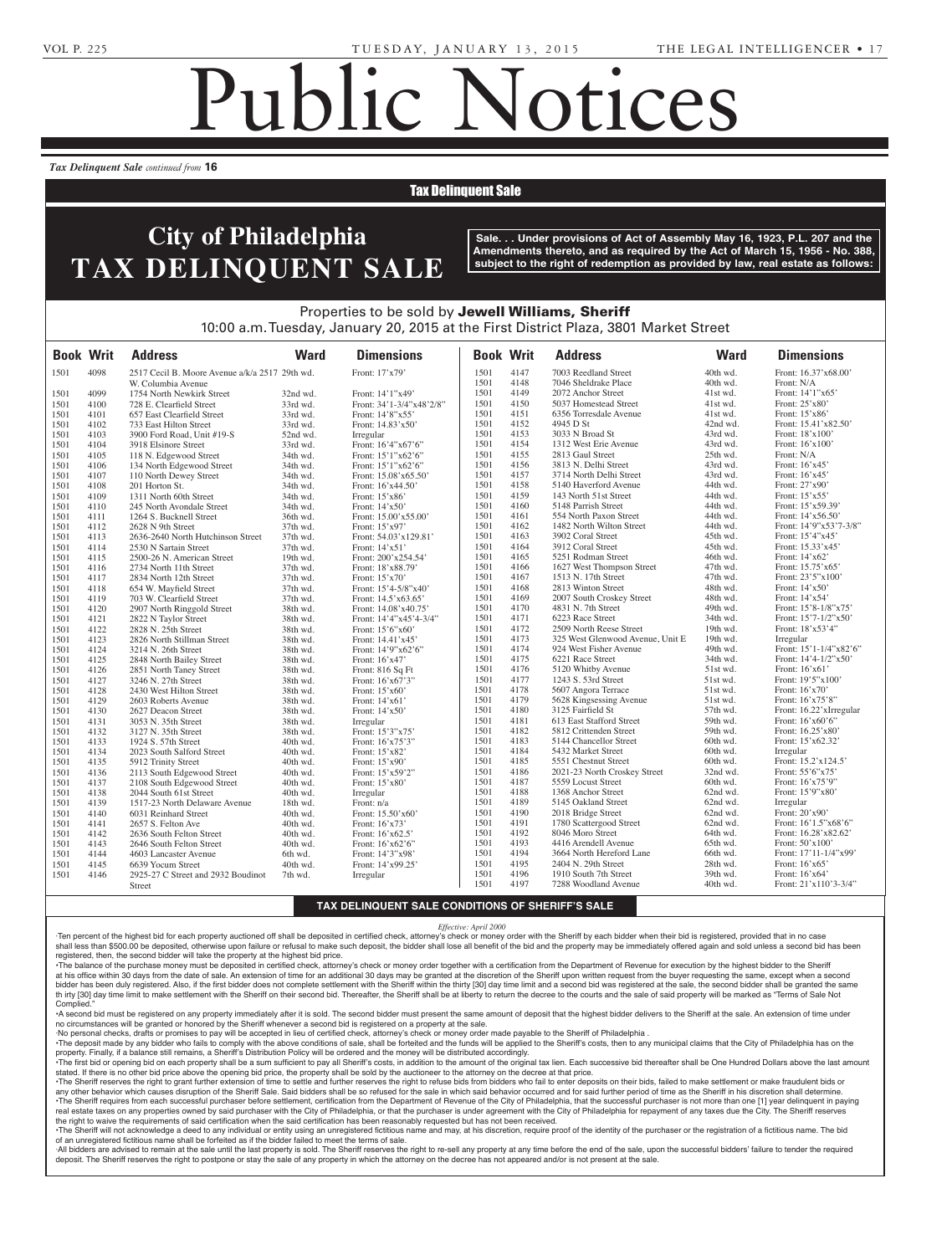# Public Notices

*Tax Delinquent Sale continued from* **16**

## Tax Delinquent Sale

# City of Philadelphia TAX DELINQUENT SALE

**Sale. . . Under provisions of Act of Assembly May 16, 1923, P.L. 207 and the Amendments thereto, and as required by the Act of March 15, 1956 - No. 388, subject to the right of redemption as provided by law, real estate as follows:**

Properties to be sold by **Jewell Williams, Sheriff**
10:00 a.m. Tuesday, January 20, 2015 at the First District Plaza, 3801 Market Street

| Book | Writ | Address | Ward | Dimensions |
|---|---|---|---|---|
| 1501 | 4098 | 2517 Cecil B. Moore Avenue a/k/a 2517 W. Columbia Avenue | 29th wd. | Front: 17'x79' |
| 1501 | 4099 | 1754 North Newkirk Street | 32nd wd. | Front: 14'1"x49' |
| 1501 | 4100 | 728 E. Clearfield Street | 33rd wd. | Front: 34'1-3/4"x48'2/8" |
| 1501 | 4101 | 657 East Clearfield Street | 33rd wd. | Front: 14'8"x55' |
| 1501 | 4102 | 733 East Hilton Street | 33rd wd. | Front: 14.83'x50' |
| 1501 | 4103 | 3900 Ford Road, Unit #19-S | 52nd wd. | Irregular |
| 1501 | 4104 | 3918 Elsinore Street | 33rd wd. | Front: 16'4"x67'6" |
| 1501 | 4105 | 118 N. Edgewood Street | 34th wd. | Front: 15'1"x62'6" |
| 1501 | 4106 | 134 North Edgewood Street | 34th wd. | Front: 15'1"x62'6" |
| 1501 | 4107 | 110 North Dewey Street | 34th wd. | Front: 15.08'x65.50' |
| 1501 | 4108 | 201 Horton St. | 34th wd. | Front: 16'x44.50' |
| 1501 | 4109 | 1311 North 60th Street | 34th wd. | Front: 15'x86' |
| 1501 | 4110 | 245 North Avondale Street | 34th wd. | Front: 14'x50' |
| 1501 | 4111 | 1264 S. Bucknell Street | 36th wd. | Front: 15.00'x55.00' |
| 1501 | 4112 | 2628 N 9th Street | 37th wd. | Front: 15'x97' |
| 1501 | 4113 | 2636-2640 North Hutchinson Street | 37th wd. | Front: 54.03'x129.81' |
| 1501 | 4114 | 2530 N Sartain Street | 37th wd. | Front: 14'x51' |
| 1501 | 4115 | 2500-26 N. American Street | 19th wd. | Front: 200'x254.54' |
| 1501 | 4116 | 2734 North 11th Street | 37th wd. | Front: 18'x88.79' |
| 1501 | 4117 | 2834 North 12th Street | 37th wd. | Front: 15'x70' |
| 1501 | 4118 | 654 W. Mayfield Street | 37th wd. | Front: 15'4-5/8"x40' |
| 1501 | 4119 | 703 W. Clearfield Street | 37th wd. | Front: 14.5'x63.65' |
| 1501 | 4120 | 2907 North Ringgold Street | 38th wd. | Front: 14.08'x40.75' |
| 1501 | 4121 | 2822 N Taylor Street | 38th wd. | Front: 14'4"x45'4-3/4" |
| 1501 | 4122 | 2828 N. 25th Street | 38th wd. | Front: 15'6"x60' |
| 1501 | 4123 | 2826 North Stillman Street | 38th wd. | Front: 14.41'x45' |
| 1501 | 4124 | 3214 N. 26th Street | 38th wd. | Front: 14'9"x62'6" |
| 1501 | 4125 | 2848 North Bailey Street | 38th wd. | Front: 16'x47' |
| 1501 | 4126 | 2851 North Taney Street | 38th wd. | Front: 816 Sq Ft |
| 1501 | 4127 | 3246 N. 27th Street | 38th wd. | Front: 16'x67'3" |
| 1501 | 4128 | 2430 West Hilton Street | 38th wd. | Front: 15'x60' |
| 1501 | 4129 | 2603 Roberts Avenue | 38th wd. | Front: 14'x61' |
| 1501 | 4130 | 2627 Deacon Street | 38th wd. | Front: 14'x50' |
| 1501 | 4131 | 3053 N. 35th Street | 38th wd. | Irregular |
| 1501 | 4132 | 3127 N. 35th Street | 38th wd. | Front: 15'3"x75' |
| 1501 | 4133 | 1924 S. 57th Street | 40th wd. | Front: 16'x75'3" |
| 1501 | 4134 | 2023 South Salford Street | 40th wd. | Front: 15'x82' |
| 1501 | 4135 | 5912 Trinity Street | 40th wd. | Front: 15'x90' |
| 1501 | 4136 | 2113 South Edgewood Street | 40th wd. | Front: 15'x59'2" |
| 1501 | 4137 | 2108 South Edgewood Street | 40th wd. | Front: 15'x80' |
| 1501 | 4138 | 2044 South 61st Street | 40th wd. | Irregular |
| 1501 | 4139 | 1517-23 North Delaware Avenue | 18th wd. | Front: n/a |
| 1501 | 4140 | 6031 Reinhard Street | 40th wd. | Front: 15.50'x60' |
| 1501 | 4141 | 2657 S. Felton Ave | 40th wd. | Front: 16'x73' |
| 1501 | 4142 | 2636 South Felton Street | 40th wd. | Front: 16'x62.5' |
| 1501 | 4143 | 2646 South Felton Street | 40th wd. | Front: 16'x62'6" |
| 1501 | 4144 | 4603 Lancaster Avenue | 6th wd. | Front: 14'3"x98' |
| 1501 | 4145 | 6639 Yocum Street | 40th wd. | Front: 14'x99.25' |
| 1501 | 4146 | 2925-27 C Street and 2932 Boudinot Street | 7th wd. | Irregular |
| 1501 | 4147 | 7003 Reedland Street | 40th wd. | Front: 16.37'x68.00' |
| 1501 | 4148 | 7046 Sheldrake Place | 40th wd. | Front: N/A |
| 1501 | 4149 | 2072 Anchor Street | 41st wd. | Front: 14'1"x65' |
| 1501 | 4150 | 5037 Homestead Street | 41st wd. | Front: 25'x80' |
| 1501 | 4151 | 6356 Torresdale Avenue | 41st wd. | Front: 15'x86' |
| 1501 | 4152 | 4945 D St | 42nd wd. | Front: 15.41'x82.50' |
| 1501 | 4153 | 3033 N Broad St | 43rd wd. | Front: 18'x100' |
| 1501 | 4154 | 1312 West Erie Avenue | 43rd wd. | Front: 16'x100' |
| 1501 | 4155 | 2813 Gaul Street | 25th wd. | Front: N/A |
| 1501 | 4156 | 3813 N. Delhi Street | 43rd wd. | Front: 16'x45' |
| 1501 | 4157 | 3714 North Delhi Street | 43rd wd. | Front: 16'x45' |
| 1501 | 4158 | 5140 Haverford Avenue | 44th wd. | Front: 27'x90' |
| 1501 | 4159 | 143 North 51st Street | 44th wd. | Front: 15'x55' |
| 1501 | 4160 | 5148 Parrish Street | 44th wd. | Front: 15'x59.39' |
| 1501 | 4161 | 554 North Paxon Street | 44th wd. | Front: 14'x56.50' |
| 1501 | 4162 | 1482 North Wilton Street | 44th wd. | Front: 14'9"x53'7-3/8" |
| 1501 | 4163 | 3902 Coral Street | 45th wd. | Front: 15'4"x45' |
| 1501 | 4164 | 3912 Coral Street | 45th wd. | Front: 15.33'x45' |
| 1501 | 4165 | 5251 Rodman Street | 46th wd. | Front: 14'x62' |
| 1501 | 4166 | 1627 West Thompson Street | 47th wd. | Front: 15.75'x65' |
| 1501 | 4167 | 1513 N. 17th Street | 47th wd. | Front: 23'5"x100' |
| 1501 | 4168 | 2813 Winton Street | 48th wd. | Front: 14'x50' |
| 1501 | 4169 | 2007 South Croskey Street | 48th wd. | Front: 14'x54' |
| 1501 | 4170 | 4831 N. 7th Street | 49th wd. | Front: 15'8-1/8"x75' |
| 1501 | 4171 | 6223 Race Street | 34th wd. | Front: 15'7-1/2"x50' |
| 1501 | 4172 | 2509 North Reese Street | 19th wd. | Front: 18'x53'4" |
| 1501 | 4173 | 325 West Glenwood Avenue, Unit E | 19th wd. | Irregular |
| 1501 | 4174 | 924 West Fisher Avenue | 49th wd. | Front: 15'1-1/4"x82'6" |
| 1501 | 4175 | 6221 Race Street | 34th wd. | Front: 14'4-1/2"x50' |
| 1501 | 4176 | 5120 Whitby Avenue | 51st wd. | Front: 16'x61' |
| 1501 | 4177 | 1243 S. 53rd Street | 51st wd. | Front: 19'5"x100' |
| 1501 | 4178 | 5607 Angora Terrace | 51st wd. | Front: 16'x70' |
| 1501 | 4179 | 5628 Kingsessing Avenue | 51st wd. | Front: 16'x75'8" |
| 1501 | 4180 | 3125 Fairfield St | 57th wd. | Front: 16.22'xIrregular |
| 1501 | 4181 | 613 East Stafford Street | 59th wd. | Front: 16'x60'6" |
| 1501 | 4182 | 5812 Crittenden Street | 59th wd. | Front: 16.25'x80' |
| 1501 | 4183 | 5144 Chancellor Street | 60th wd. | Front: 15'x62.32' |
| 1501 | 4184 | 5432 Market Street | 60th wd. | Irregular |
| 1501 | 4185 | 5551 Chestnut Street | 60th wd. | Front: 15.2'x124.5' |
| 1501 | 4186 | 2021-23 North Croskey Street | 32nd wd. | Front: 55'6"x75' |
| 1501 | 4187 | 5559 Locust Street | 60th wd. | Front: 16'x75'9" |
| 1501 | 4188 | 1368 Anchor Street | 62nd wd. | Front: 15'9"x80' |
| 1501 | 4189 | 5145 Oakland Street | 62nd wd. | Irregular |
| 1501 | 4190 | 2018 Bridge Street | 62nd wd. | Front: 20'x90' |
| 1501 | 4191 | 1780 Scattergood Street | 62nd wd. | Front: 16'1.5"x68'6" |
| 1501 | 4192 | 8046 Moro Street | 64th wd. | Front: 16.28'x82.62' |
| 1501 | 4193 | 4416 Arendell Avenue | 65th wd. | Front: 50'x100' |
| 1501 | 4194 | 3664 North Hereford Lane | 66th wd. | Front: 17'11-1/4"x99' |
| 1501 | 4195 | 2404 N. 29th Street | 28th wd. | Front: 16'x65' |
| 1501 | 4196 | 1910 South 7th Street | 39th wd. | Front: 16'x64' |
| 1501 | 4197 | 7288 Woodland Avenue | 40th wd. | Front: 21'x110'3-3/4" |

## TAX DELINQUENT SALE CONDITIONS OF SHERIFF'S SALE

*Effective: April 2000*

·Ten percent of the highest bid for each property auctioned off shall be deposited in certified check, attorney's check or money order with the Sheriff by each bidder when their bid is registered, provided that in no case shall less than $500.00 be deposited, otherwise upon failure or refusal to make such deposit, the bidder shall lose all benefit of the bid and the property may be immediately offered again and sold unless a second bid has been registered, then, the second bidder will take the property at the highest bid price.

·The balance of the purchase money must be deposited in certified check, attorney's check or money order together with a certification from the Department of Revenue for execution by the highest bidder to the Sheriff at his office within 30 days from the date of sale. An extension of time for an additional 30 days may be granted at the discretion of the Sheriff upon written request from the buyer requesting the same, except when a second bidder has been duly registered. Also, if the first bidder does not complete settlement with the Sheriff within the thirty [30] day time limit and a second bid was registered at the sale, the second bidder shall be granted the same th irty [30] day time limit to make settlement with the Sheriff on their second bid. Thereafter, the Sheriff shall be at liberty to return the decree to the courts and the sale of said property will be marked as "Terms of Sale Not Complied."

·A second bid must be registered on any property immediately after it is sold. The second bidder must present the same amount of deposit that the highest bidder delivers to the Sheriff at the sale. An extension of time under no circumstances will be granted or honored by the Sheriff whenever a second bid is registered on a property at the sale.

·No personal checks, drafts or promises to pay will be accepted in lieu of certified check, attorney's check or money order made payable to the Sheriff of Philadelphia .

·The deposit made by any bidder who fails to comply with the above conditions of sale, shall be forteited and the funds will be applied to the Sheriff's costs, then to any municipal claims that the City of Philadelphia has on the property. Finally, if a balance still remains, a Sheriff's Distribution Policy will be ordered and the money will be distributed accordingly.

·The first bid or opening bid on each property shall be a sum sufficient to pay all Sheriff's costs, in addition to the amount of the original tax lien. Each successive bid thereafter shall be One Hundred Dollars above the last amount stated. If there is no other bid price above the opening bid price, the property shall be sold by the auctioneer to the attorney on the decree at that price.

·The Sheriff reserves the right to grant further extension of time to settle and further reserves the right to refuse bids from bidders who fail to enter deposits on their bids, failed to make settlement or make fraudulent bids or any other behavior which causes disruption of the Sheriff Sale. Said bidders shall be so refused for the sale in which said behavior occurred and for said further period of time as the Sheriff in his discretion shall determine.

·The Sheriff requires from each successful purchaser before settlement, certification from the Department of Revenue of the City of Philadelphia, that the successful purchaser is not more than one [1] year delinquent in paying real estate taxes on any properties owned by said purchaser with the City of Philadelphia, or that the purchaser is under agreement with the City of Philadelphia for repayment of any taxes due the City. The Sheriff reserves the right to waive the requirements of said certification when the said certification has been reasonably requested but has not been received.

·The Sheriff will not acknowledge a deed to any individual or entity using an unregistered fictitious name and may, at his discretion, require proof of the identity of the purchaser or the registration of a fictitious name. The bid of an unregistered fictitious name shall be forfeited as if the bidder failed to meet the terms of sale.

·All bidders are advised to remain at the sale until the last property is sold. The Sheriff reserves the right to re-sell any property at any time before the end of the sale, upon the successful bidders' failure to tender the required deposit. The Sheriff reserves the right to postpone or stay the sale of any property in which the attorney on the decree has not appeared and/or is not present at the sale.